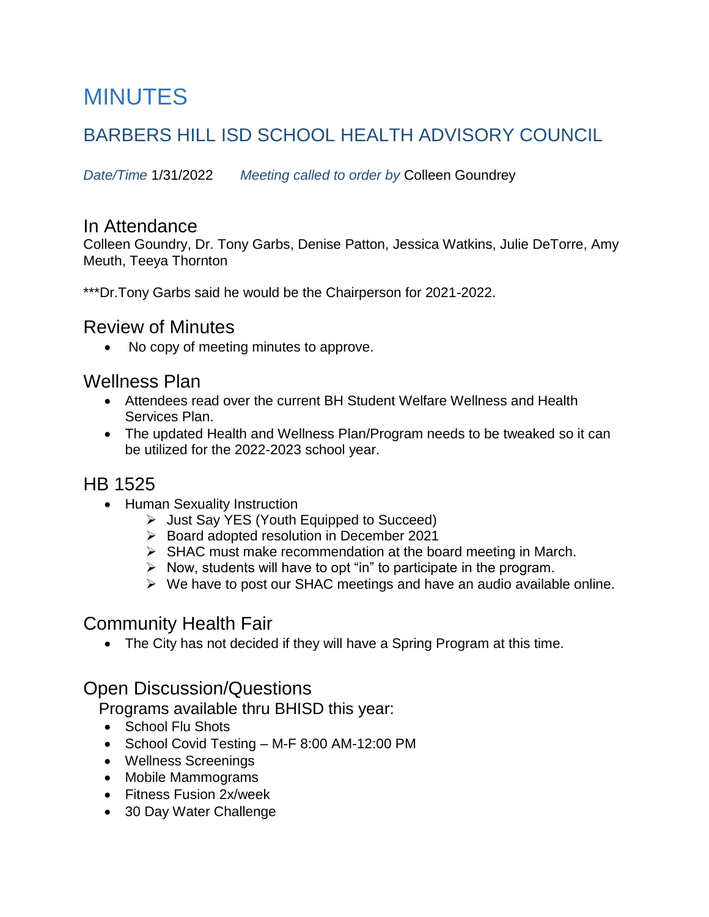# MINUTES

## BARBERS HILL ISD SCHOOL HEALTH ADVISORY COUNCIL

*Date/Time* 1/31/2022 *Meeting called to order by* Colleen Goundrey

### In Attendance

Colleen Goundry, Dr. Tony Garbs, Denise Patton, Jessica Watkins, Julie DeTorre, Amy Meuth, Teeya Thornton

***Dr.Tony Garbs said he would be the Chairperson for 2021-2022.

### Review of Minutes

- No copy of meeting minutes to approve.

### Wellness Plan

- Attendees read over the current BH Student Welfare Wellness and Health Services Plan.
- The updated Health and Wellness Plan/Program needs to be tweaked so it can be utilized for the 2022-2023 school year.

### HB 1525

- Human Sexuality Instruction
  - Just Say YES (Youth Equipped to Succeed)
  - Board adopted resolution in December 2021
  - SHAC must make recommendation at the board meeting in March.
  - Now, students will have to opt "in" to participate in the program.
  - We have to post our SHAC meetings and have an audio available online.

### Community Health Fair

- The City has not decided if they will have a Spring Program at this time.

### Open Discussion/Questions

Programs available thru BHISD this year:

- School Flu Shots
- School Covid Testing – M-F 8:00 AM-12:00 PM
- Wellness Screenings
- Mobile Mammograms
- Fitness Fusion 2x/week
- 30 Day Water Challenge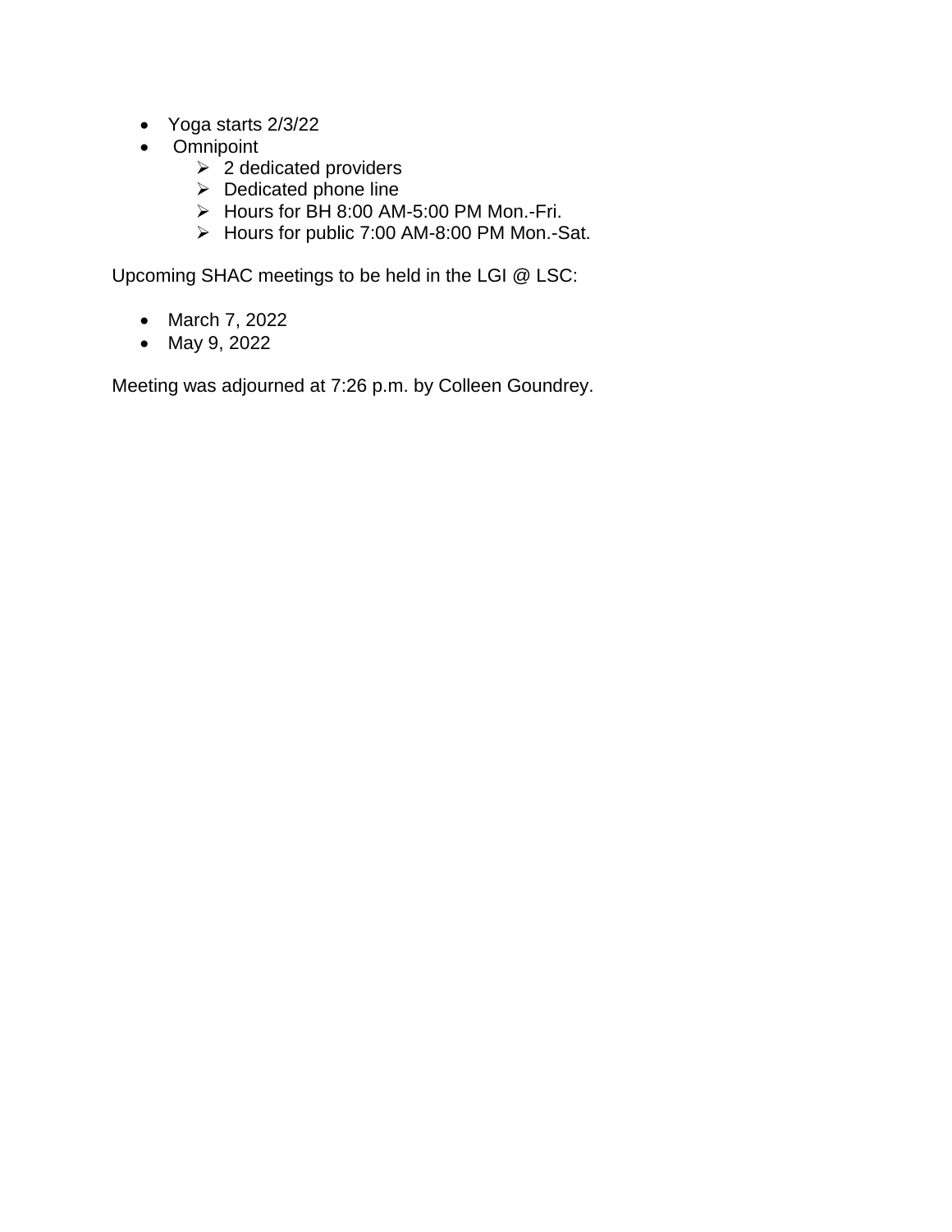- Yoga starts 2/3/22
- Omnipoint
  - 2 dedicated providers
  - Dedicated phone line
  - Hours for BH 8:00 AM-5:00 PM Mon.-Fri.
  - Hours for public 7:00 AM-8:00 PM Mon.-Sat.

Upcoming SHAC meetings to be held in the LGI @ LSC:

- March 7, 2022
- May 9, 2022

Meeting was adjourned at 7:26 p.m. by Colleen Goundrey.